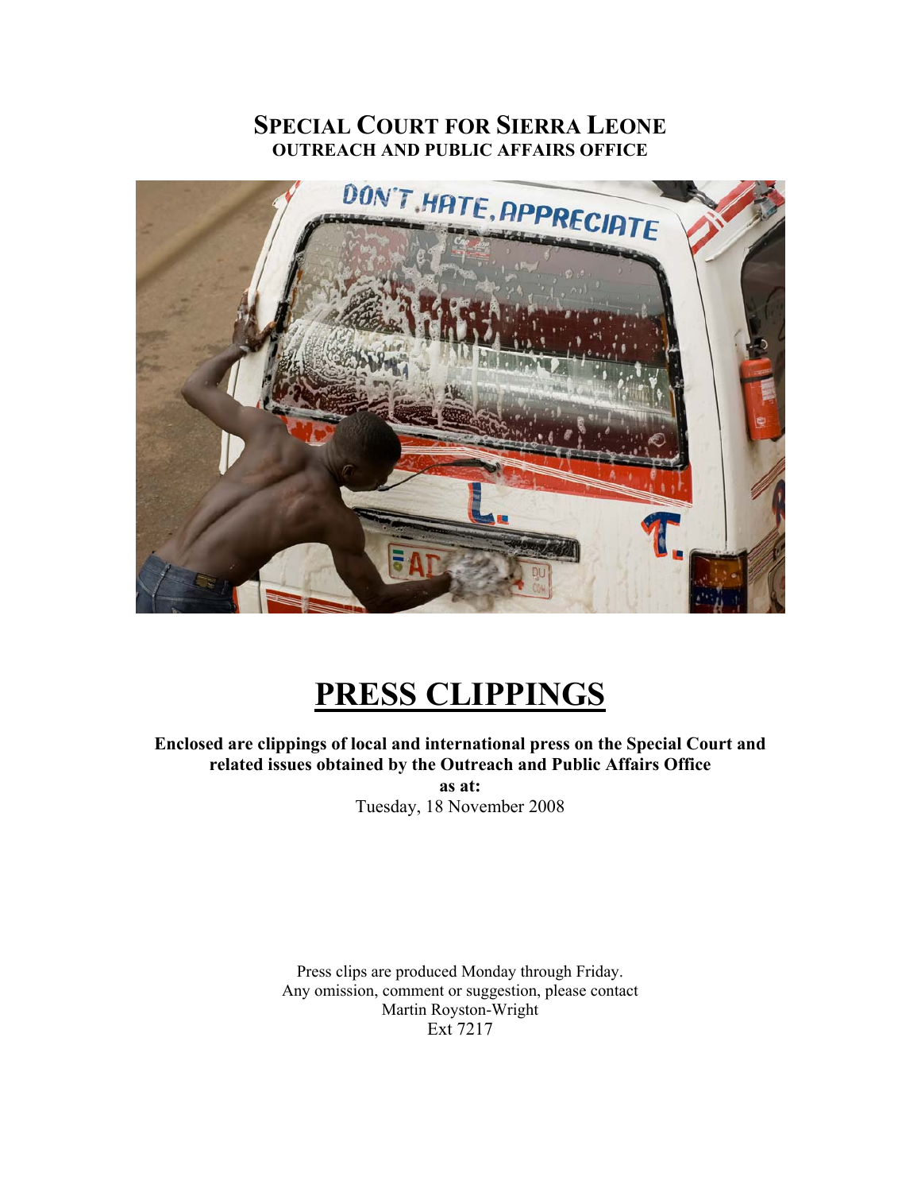# SPECIAL COURT FOR SIERRA LEONE
## OUTREACH AND PUBLIC AFFAIRS OFFICE

# PRESS CLIPPINGS

**Enclosed are clippings of local and international press on the Special Court and related issues obtained by the Outreach and Public Affairs Office**
**as at:**
Tuesday, 18 November 2008

Press clips are produced Monday through Friday.
Any omission, comment or suggestion, please contact
Martin Royston-Wright
Ext 7217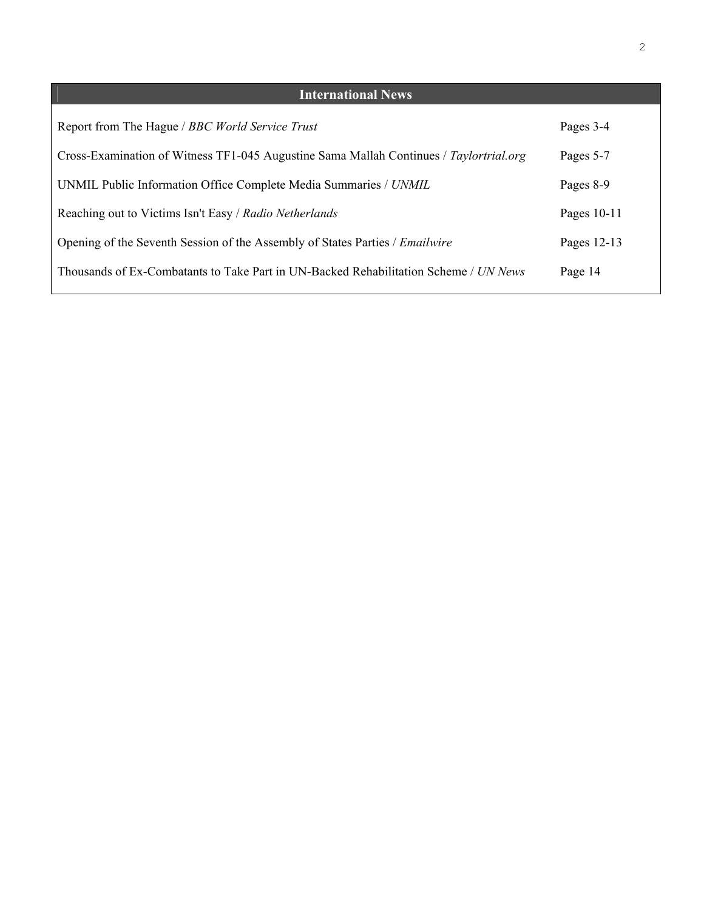## International News

| | |
|---|---|
| Report from The Hague / *BBC World Service Trust* | Pages 3-4 |
| Cross-Examination of Witness TF1-045 Augustine Sama Mallah Continues / *Taylortrial.org* | Pages 5-7 |
| UNMIL Public Information Office Complete Media Summaries / *UNMIL* | Pages 8-9 |
| Reaching out to Victims Isn't Easy / *Radio Netherlands* | Pages 10-11 |
| Opening of the Seventh Session of the Assembly of States Parties / *Emailwire* | Pages 12-13 |
| Thousands of Ex-Combatants to Take Part in UN-Backed Rehabilitation Scheme / *UN News* | Page 14 |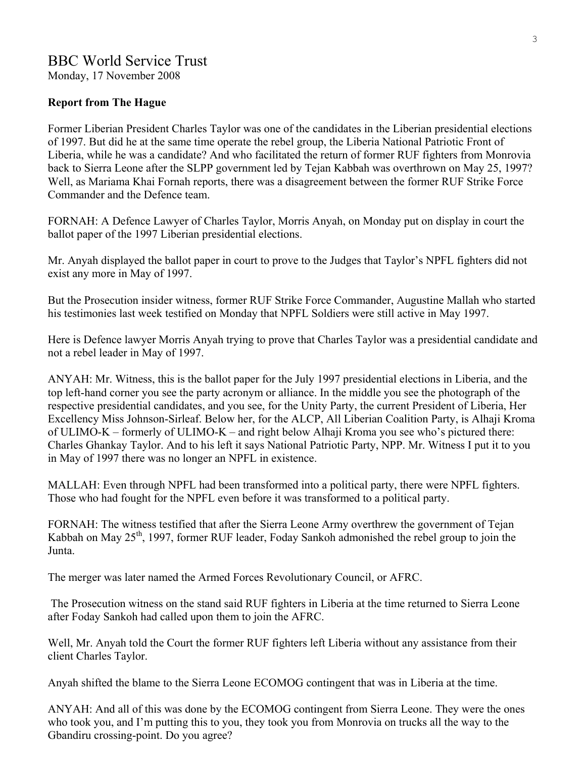# BBC World Service Trust

Monday, 17 November 2008

**Report from The Hague**

Former Liberian President Charles Taylor was one of the candidates in the Liberian presidential elections of 1997. But did he at the same time operate the rebel group, the Liberia National Patriotic Front of Liberia, while he was a candidate? And who facilitated the return of former RUF fighters from Monrovia back to Sierra Leone after the SLPP government led by Tejan Kabbah was overthrown on May 25, 1997? Well, as Mariama Khai Fornah reports, there was a disagreement between the former RUF Strike Force Commander and the Defence team.

FORNAH: A Defence Lawyer of Charles Taylor, Morris Anyah, on Monday put on display in court the ballot paper of the 1997 Liberian presidential elections.

Mr. Anyah displayed the ballot paper in court to prove to the Judges that Taylor's NPFL fighters did not exist any more in May of 1997.

But the Prosecution insider witness, former RUF Strike Force Commander, Augustine Mallah who started his testimonies last week testified on Monday that NPFL Soldiers were still active in May 1997.

Here is Defence lawyer Morris Anyah trying to prove that Charles Taylor was a presidential candidate and not a rebel leader in May of 1997.

ANYAH: Mr. Witness, this is the ballot paper for the July 1997 presidential elections in Liberia, and the top left-hand corner you see the party acronym or alliance. In the middle you see the photograph of the respective presidential candidates, and you see, for the Unity Party, the current President of Liberia, Her Excellency Miss Johnson-Sirleaf. Below her, for the ALCP, All Liberian Coalition Party, is Alhaji Kroma of ULIMO-K – formerly of ULIMO-K – and right below Alhaji Kroma you see who's pictured there: Charles Ghankay Taylor. And to his left it says National Patriotic Party, NPP. Mr. Witness I put it to you in May of 1997 there was no longer an NPFL in existence.

MALLAH: Even through NPFL had been transformed into a political party, there were NPFL fighters. Those who had fought for the NPFL even before it was transformed to a political party.

FORNAH: The witness testified that after the Sierra Leone Army overthrew the government of Tejan Kabbah on May 25th, 1997, former RUF leader, Foday Sankoh admonished the rebel group to join the Junta.

The merger was later named the Armed Forces Revolutionary Council, or AFRC.

The Prosecution witness on the stand said RUF fighters in Liberia at the time returned to Sierra Leone after Foday Sankoh had called upon them to join the AFRC.

Well, Mr. Anyah told the Court the former RUF fighters left Liberia without any assistance from their client Charles Taylor.

Anyah shifted the blame to the Sierra Leone ECOMOG contingent that was in Liberia at the time.

ANYAH: And all of this was done by the ECOMOG contingent from Sierra Leone. They were the ones who took you, and I'm putting this to you, they took you from Monrovia on trucks all the way to the Gbandiru crossing-point. Do you agree?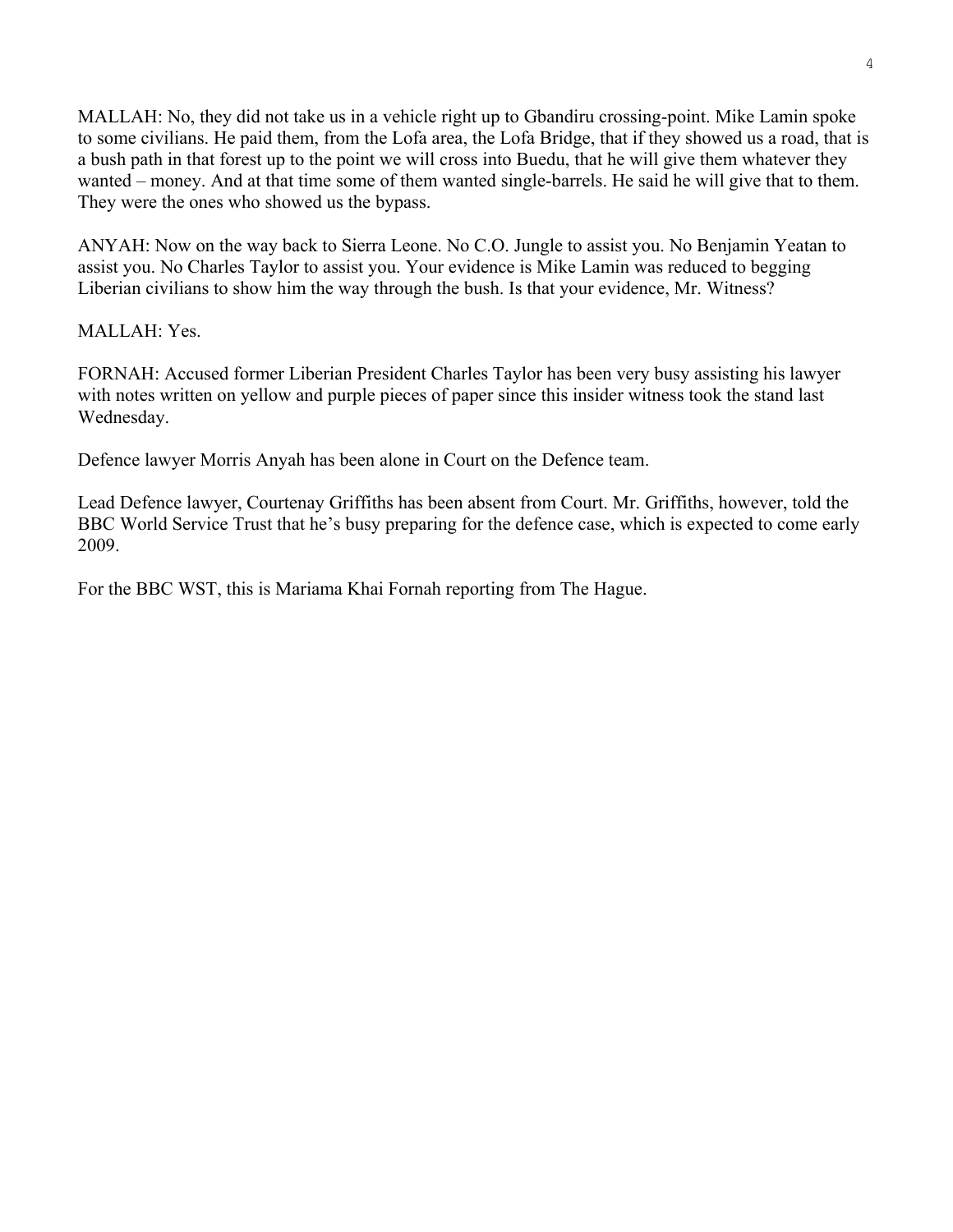MALLAH: No, they did not take us in a vehicle right up to Gbandiru crossing-point. Mike Lamin spoke to some civilians. He paid them, from the Lofa area, the Lofa Bridge, that if they showed us a road, that is a bush path in that forest up to the point we will cross into Buedu, that he will give them whatever they wanted – money. And at that time some of them wanted single-barrels. He said he will give that to them. They were the ones who showed us the bypass.

ANYAH: Now on the way back to Sierra Leone. No C.O. Jungle to assist you. No Benjamin Yeatan to assist you. No Charles Taylor to assist you. Your evidence is Mike Lamin was reduced to begging Liberian civilians to show him the way through the bush. Is that your evidence, Mr. Witness?

MALLAH: Yes.

FORNAH: Accused former Liberian President Charles Taylor has been very busy assisting his lawyer with notes written on yellow and purple pieces of paper since this insider witness took the stand last Wednesday.

Defence lawyer Morris Anyah has been alone in Court on the Defence team.

Lead Defence lawyer, Courtenay Griffiths has been absent from Court. Mr. Griffiths, however, told the BBC World Service Trust that he's busy preparing for the defence case, which is expected to come early 2009.

For the BBC WST, this is Mariama Khai Fornah reporting from The Hague.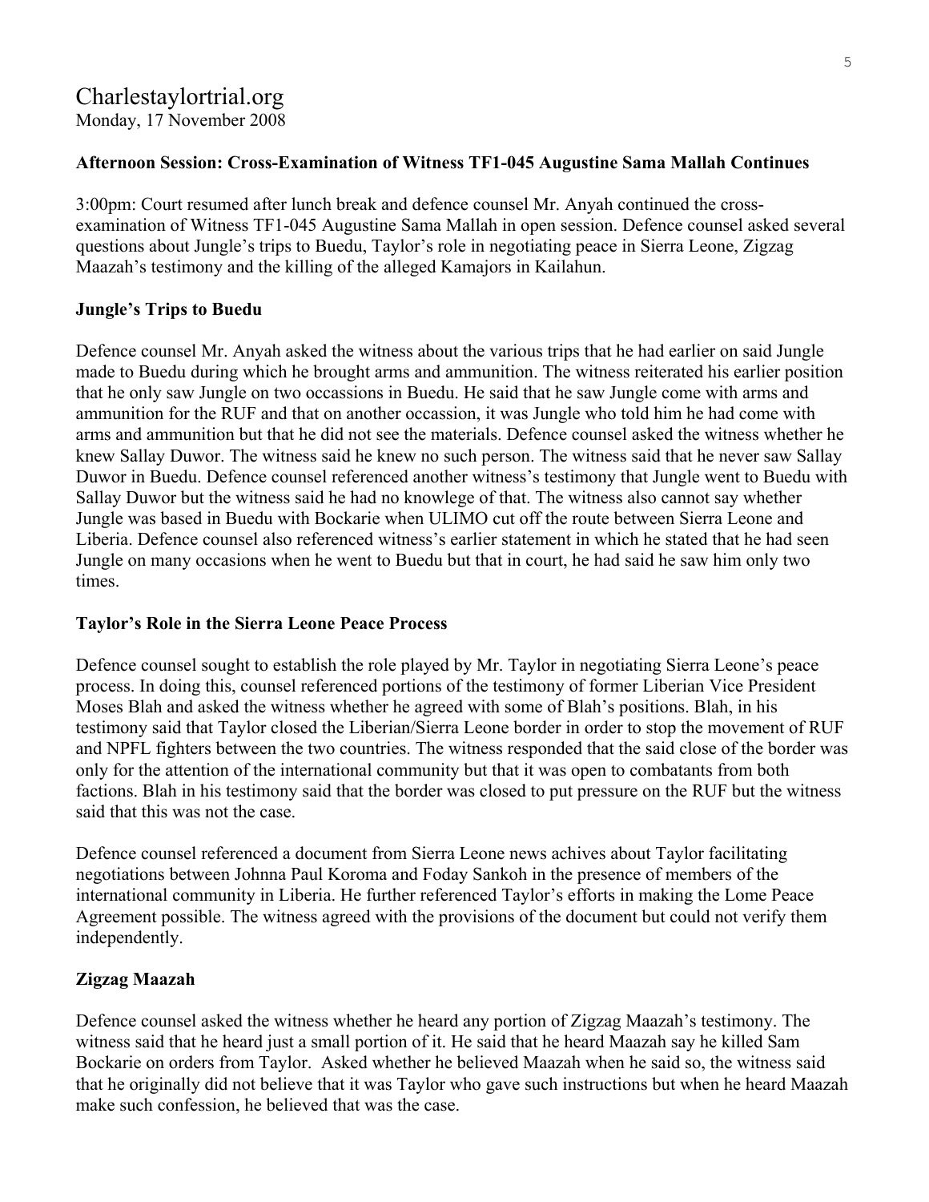# Charlestaylortrial.org

Monday, 17 November 2008

**Afternoon Session: Cross-Examination of Witness TF1-045 Augustine Sama Mallah Continues**

3:00pm: Court resumed after lunch break and defence counsel Mr. Anyah continued the cross-examination of Witness TF1-045 Augustine Sama Mallah in open session. Defence counsel asked several questions about Jungle's trips to Buedu, Taylor's role in negotiating peace in Sierra Leone, Zigzag Maazah's testimony and the killing of the alleged Kamajors in Kailahun.

## Jungle's Trips to Buedu

Defence counsel Mr. Anyah asked the witness about the various trips that he had earlier on said Jungle made to Buedu during which he brought arms and ammunition. The witness reiterated his earlier position that he only saw Jungle on two occassions in Buedu. He said that he saw Jungle come with arms and ammunition for the RUF and that on another occassion, it was Jungle who told him he had come with arms and ammunition but that he did not see the materials. Defence counsel asked the witness whether he knew Sallay Duwor. The witness said he knew no such person. The witness said that he never saw Sallay Duwor in Buedu. Defence counsel referenced another witness's testimony that Jungle went to Buedu with Sallay Duwor but the witness said he had no knowlege of that. The witness also cannot say whether Jungle was based in Buedu with Bockarie when ULIMO cut off the route between Sierra Leone and Liberia. Defence counsel also referenced witness's earlier statement in which he stated that he had seen Jungle on many occasions when he went to Buedu but that in court, he had said he saw him only two times.

## Taylor's Role in the Sierra Leone Peace Process

Defence counsel sought to establish the role played by Mr. Taylor in negotiating Sierra Leone's peace process. In doing this, counsel referenced portions of the testimony of former Liberian Vice President Moses Blah and asked the witness whether he agreed with some of Blah's positions. Blah, in his testimony said that Taylor closed the Liberian/Sierra Leone border in order to stop the movement of RUF and NPFL fighters between the two countries. The witness responded that the said close of the border was only for the attention of the international community but that it was open to combatants from both factions. Blah in his testimony said that the border was closed to put pressure on the RUF but the witness said that this was not the case.

Defence counsel referenced a document from Sierra Leone news achives about Taylor facilitating negotiations between Johnna Paul Koroma and Foday Sankoh in the presence of members of the international community in Liberia. He further referenced Taylor's efforts in making the Lome Peace Agreement possible. The witness agreed with the provisions of the document but could not verify them independently.

## Zigzag Maazah

Defence counsel asked the witness whether he heard any portion of Zigzag Maazah's testimony. The witness said that he heard just a small portion of it. He said that he heard Maazah say he killed Sam Bockarie on orders from Taylor. Asked whether he believed Maazah when he said so, the witness said that he originally did not believe that it was Taylor who gave such instructions but when he heard Maazah make such confession, he believed that was the case.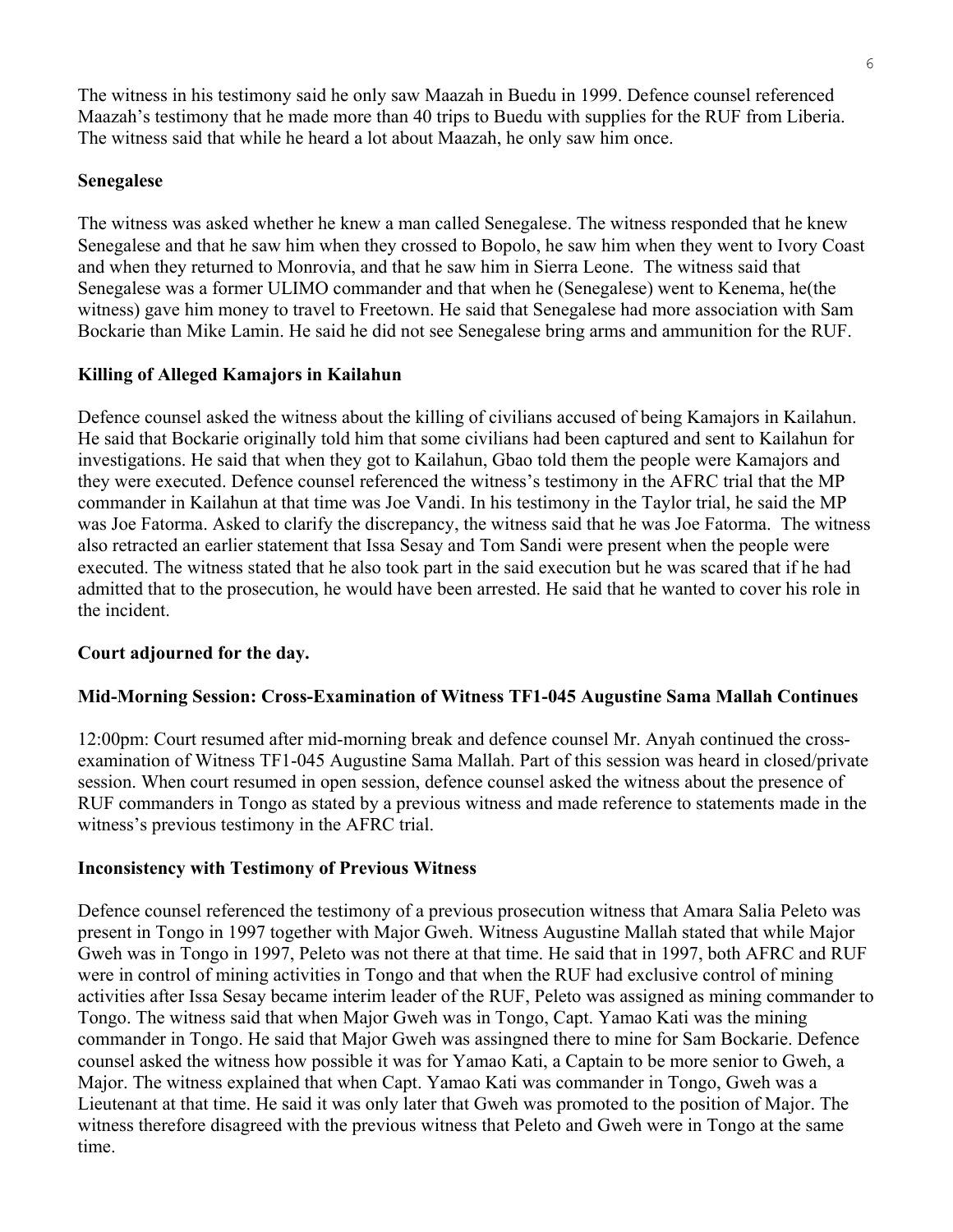The witness in his testimony said he only saw Maazah in Buedu in 1999. Defence counsel referenced Maazah's testimony that he made more than 40 trips to Buedu with supplies for the RUF from Liberia. The witness said that while he heard a lot about Maazah, he only saw him once.

**Senegalese**

The witness was asked whether he knew a man called Senegalese. The witness responded that he knew Senegalese and that he saw him when they crossed to Bopolo, he saw him when they went to Ivory Coast and when they returned to Monrovia, and that he saw him in Sierra Leone. The witness said that Senegalese was a former ULIMO commander and that when he (Senegalese) went to Kenema, he(the witness) gave him money to travel to Freetown. He said that Senegalese had more association with Sam Bockarie than Mike Lamin. He said he did not see Senegalese bring arms and ammunition for the RUF.

**Killing of Alleged Kamajors in Kailahun**

Defence counsel asked the witness about the killing of civilians accused of being Kamajors in Kailahun. He said that Bockarie originally told him that some civilians had been captured and sent to Kailahun for investigations. He said that when they got to Kailahun, Gbao told them the people were Kamajors and they were executed. Defence counsel referenced the witness's testimony in the AFRC trial that the MP commander in Kailahun at that time was Joe Vandi. In his testimony in the Taylor trial, he said the MP was Joe Fatorma. Asked to clarify the discrepancy, the witness said that he was Joe Fatorma. The witness also retracted an earlier statement that Issa Sesay and Tom Sandi were present when the people were executed. The witness stated that he also took part in the said execution but he was scared that if he had admitted that to the prosecution, he would have been arrested. He said that he wanted to cover his role in the incident.

**Court adjourned for the day.**

**Mid-Morning Session: Cross-Examination of Witness TF1-045 Augustine Sama Mallah Continues**

12:00pm: Court resumed after mid-morning break and defence counsel Mr. Anyah continued the cross-examination of Witness TF1-045 Augustine Sama Mallah. Part of this session was heard in closed/private session. When court resumed in open session, defence counsel asked the witness about the presence of RUF commanders in Tongo as stated by a previous witness and made reference to statements made in the witness's previous testimony in the AFRC trial.

**Inconsistency with Testimony of Previous Witness**

Defence counsel referenced the testimony of a previous prosecution witness that Amara Salia Peleto was present in Tongo in 1997 together with Major Gweh. Witness Augustine Mallah stated that while Major Gweh was in Tongo in 1997, Peleto was not there at that time. He said that in 1997, both AFRC and RUF were in control of mining activities in Tongo and that when the RUF had exclusive control of mining activities after Issa Sesay became interim leader of the RUF, Peleto was assigned as mining commander to Tongo. The witness said that when Major Gweh was in Tongo, Capt. Yamao Kati was the mining commander in Tongo. He said that Major Gweh was assingned there to mine for Sam Bockarie. Defence counsel asked the witness how possible it was for Yamao Kati, a Captain to be more senior to Gweh, a Major. The witness explained that when Capt. Yamao Kati was commander in Tongo, Gweh was a Lieutenant at that time. He said it was only later that Gweh was promoted to the position of Major. The witness therefore disagreed with the previous witness that Peleto and Gweh were in Tongo at the same time.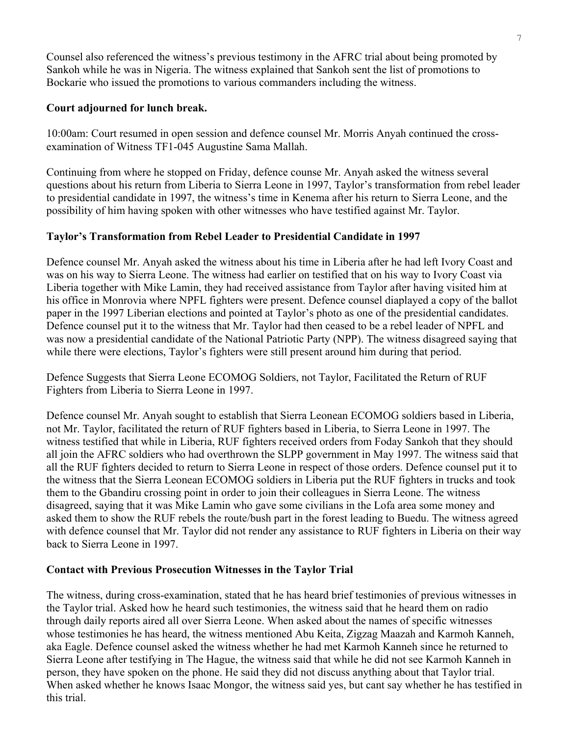Counsel also referenced the witness's previous testimony in the AFRC trial about being promoted by Sankoh while he was in Nigeria. The witness explained that Sankoh sent the list of promotions to Bockarie who issued the promotions to various commanders including the witness.

**Court adjourned for lunch break.**

10:00am: Court resumed in open session and defence counsel Mr. Morris Anyah continued the cross-examination of Witness TF1-045 Augustine Sama Mallah.

Continuing from where he stopped on Friday, defence counse Mr. Anyah asked the witness several questions about his return from Liberia to Sierra Leone in 1997, Taylor's transformation from rebel leader to presidential candidate in 1997, the witness's time in Kenema after his return to Sierra Leone, and the possibility of him having spoken with other witnesses who have testified against Mr. Taylor.

**Taylor's Transformation from Rebel Leader to Presidential Candidate in 1997**

Defence counsel Mr. Anyah asked the witness about his time in Liberia after he had left Ivory Coast and was on his way to Sierra Leone. The witness had earlier on testified that on his way to Ivory Coast via Liberia together with Mike Lamin, they had received assistance from Taylor after having visited him at his office in Monrovia where NPFL fighters were present. Defence counsel diaplayed a copy of the ballot paper in the 1997 Liberian elections and pointed at Taylor's photo as one of the presidential candidates. Defence counsel put it to the witness that Mr. Taylor had then ceased to be a rebel leader of NPFL and was now a presidential candidate of the National Patriotic Party (NPP). The witness disagreed saying that while there were elections, Taylor's fighters were still present around him during that period.

Defence Suggests that Sierra Leone ECOMOG Soldiers, not Taylor, Facilitated the Return of RUF Fighters from Liberia to Sierra Leone in 1997.

Defence counsel Mr. Anyah sought to establish that Sierra Leonean ECOMOG soldiers based in Liberia, not Mr. Taylor, facilitated the return of RUF fighters based in Liberia, to Sierra Leone in 1997. The witness testified that while in Liberia, RUF fighters received orders from Foday Sankoh that they should all join the AFRC soldiers who had overthrown the SLPP government in May 1997. The witness said that all the RUF fighters decided to return to Sierra Leone in respect of those orders. Defence counsel put it to the witness that the Sierra Leonean ECOMOG soldiers in Liberia put the RUF fighters in trucks and took them to the Gbandiru crossing point in order to join their colleagues in Sierra Leone. The witness disagreed, saying that it was Mike Lamin who gave some civilians in the Lofa area some money and asked them to show the RUF rebels the route/bush part in the forest leading to Buedu. The witness agreed with defence counsel that Mr. Taylor did not render any assistance to RUF fighters in Liberia on their way back to Sierra Leone in 1997.

**Contact with Previous Prosecution Witnesses in the Taylor Trial**

The witness, during cross-examination, stated that he has heard brief testimonies of previous witnesses in the Taylor trial. Asked how he heard such testimonies, the witness said that he heard them on radio through daily reports aired all over Sierra Leone. When asked about the names of specific witnesses whose testimonies he has heard, the witness mentioned Abu Keita, Zigzag Maazah and Karmoh Kanneh, aka Eagle. Defence counsel asked the witness whether he had met Karmoh Kanneh since he returned to Sierra Leone after testifying in The Hague, the witness said that while he did not see Karmoh Kanneh in person, they have spoken on the phone. He said they did not discuss anything about that Taylor trial. When asked whether he knows Isaac Mongor, the witness said yes, but cant say whether he has testified in this trial.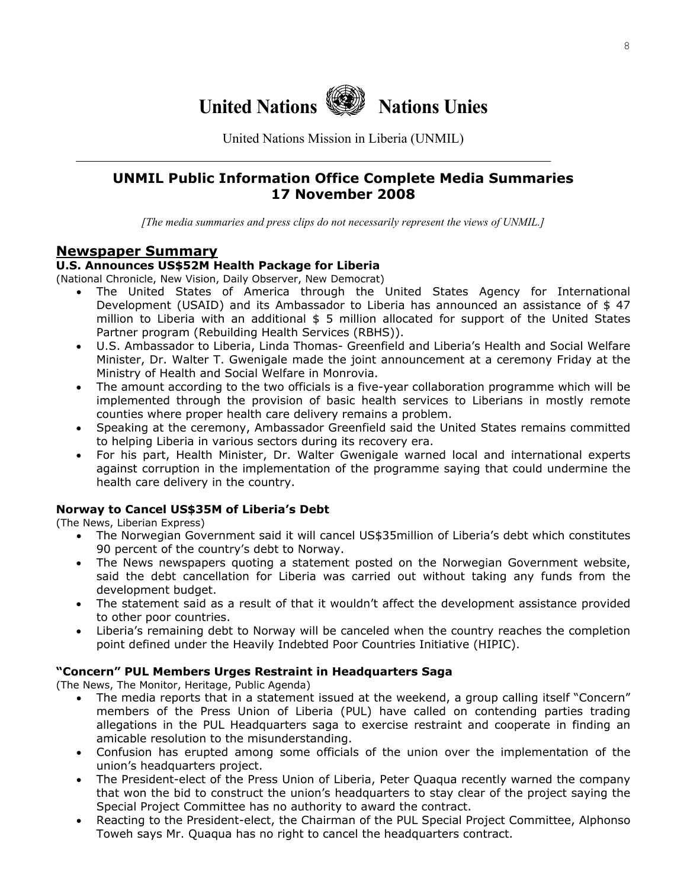# United Nations Nations Unies

United Nations Mission in Liberia (UNMIL)

## UNMIL Public Information Office Complete Media Summaries 17 November 2008

*[The media summaries and press clips do not necessarily represent the views of UNMIL.]*

## Newspaper Summary

### U.S. Announces US$52M Health Package for Liberia

(National Chronicle, New Vision, Daily Observer, New Democrat)

- The United States of America through the United States Agency for International Development (USAID) and its Ambassador to Liberia has announced an assistance of $ 47 million to Liberia with an additional $ 5 million allocated for support of the United States Partner program (Rebuilding Health Services (RBHS)).
- U.S. Ambassador to Liberia, Linda Thomas- Greenfield and Liberia's Health and Social Welfare Minister, Dr. Walter T. Gwenigale made the joint announcement at a ceremony Friday at the Ministry of Health and Social Welfare in Monrovia.
- The amount according to the two officials is a five-year collaboration programme which will be implemented through the provision of basic health services to Liberians in mostly remote counties where proper health care delivery remains a problem.
- Speaking at the ceremony, Ambassador Greenfield said the United States remains committed to helping Liberia in various sectors during its recovery era.
- For his part, Health Minister, Dr. Walter Gwenigale warned local and international experts against corruption in the implementation of the programme saying that could undermine the health care delivery in the country.

### Norway to Cancel US$35M of Liberia's Debt

(The News, Liberian Express)

- The Norwegian Government said it will cancel US$35million of Liberia's debt which constitutes 90 percent of the country's debt to Norway.
- The News newspapers quoting a statement posted on the Norwegian Government website, said the debt cancellation for Liberia was carried out without taking any funds from the development budget.
- The statement said as a result of that it wouldn't affect the development assistance provided to other poor countries.
- Liberia's remaining debt to Norway will be canceled when the country reaches the completion point defined under the Heavily Indebted Poor Countries Initiative (HIPIC).

### "Concern" PUL Members Urges Restraint in Headquarters Saga

(The News, The Monitor, Heritage, Public Agenda)

- The media reports that in a statement issued at the weekend, a group calling itself "Concern" members of the Press Union of Liberia (PUL) have called on contending parties trading allegations in the PUL Headquarters saga to exercise restraint and cooperate in finding an amicable resolution to the misunderstanding.
- Confusion has erupted among some officials of the union over the implementation of the union's headquarters project.
- The President-elect of the Press Union of Liberia, Peter Quaqua recently warned the company that won the bid to construct the union's headquarters to stay clear of the project saying the Special Project Committee has no authority to award the contract.
- Reacting to the President-elect, the Chairman of the PUL Special Project Committee, Alphonso Toweh says Mr. Quaqua has no right to cancel the headquarters contract.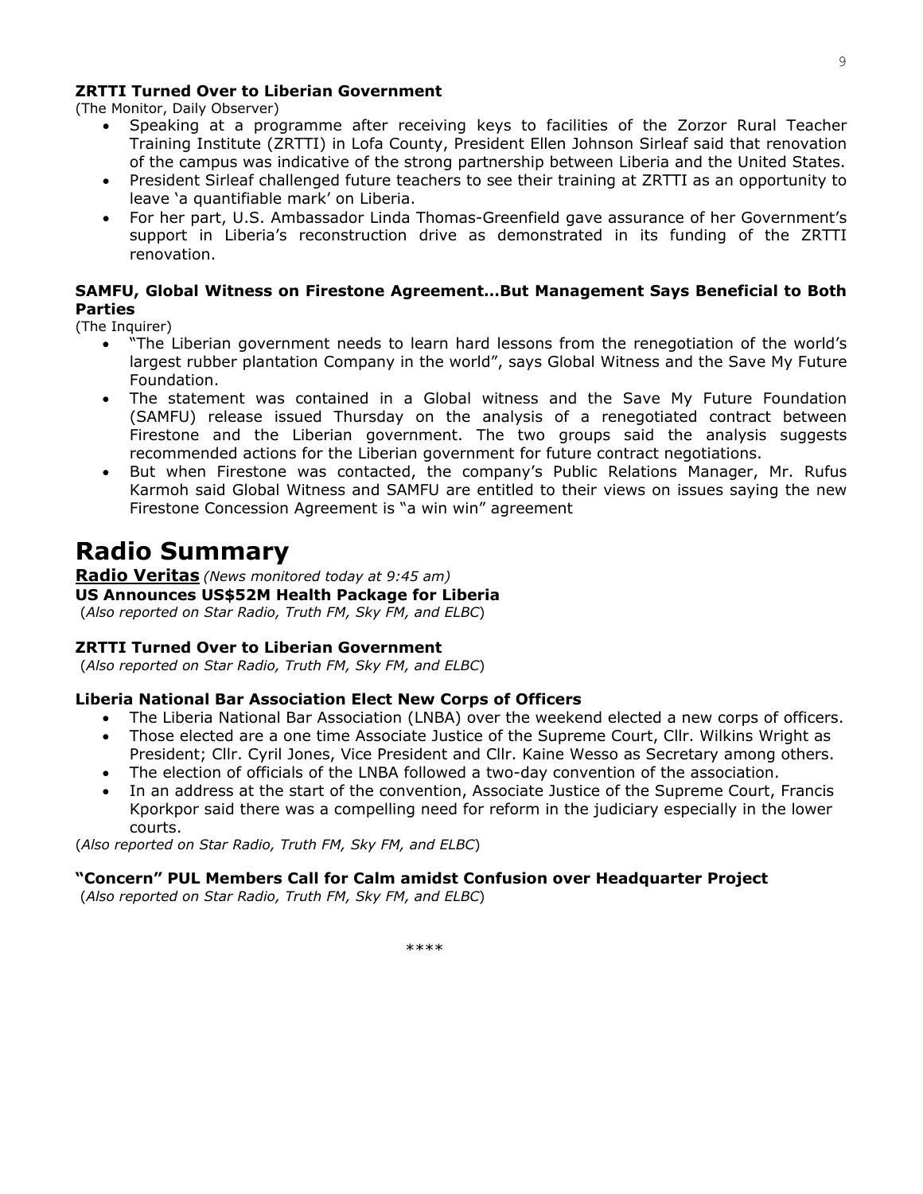**ZRTTI Turned Over to Liberian Government**
(The Monitor, Daily Observer)

- Speaking at a programme after receiving keys to facilities of the Zorzor Rural Teacher Training Institute (ZRTTI) in Lofa County, President Ellen Johnson Sirleaf said that renovation of the campus was indicative of the strong partnership between Liberia and the United States.
- President Sirleaf challenged future teachers to see their training at ZRTTI as an opportunity to leave 'a quantifiable mark' on Liberia.
- For her part, U.S. Ambassador Linda Thomas-Greenfield gave assurance of her Government's support in Liberia's reconstruction drive as demonstrated in its funding of the ZRTTI renovation.

**SAMFU, Global Witness on Firestone Agreement…But Management Says Beneficial to Both Parties**
(The Inquirer)

- "The Liberian government needs to learn hard lessons from the renegotiation of the world's largest rubber plantation Company in the world", says Global Witness and the Save My Future Foundation.
- The statement was contained in a Global witness and the Save My Future Foundation (SAMFU) release issued Thursday on the analysis of a renegotiated contract between Firestone and the Liberian government. The two groups said the analysis suggests recommended actions for the Liberian government for future contract negotiations.
- But when Firestone was contacted, the company's Public Relations Manager, Mr. Rufus Karmoh said Global Witness and SAMFU are entitled to their views on issues saying the new Firestone Concession Agreement is "a win win" agreement

# Radio Summary

**Radio Veritas** *(News monitored today at 9:45 am)*

**US Announces US$52M Health Package for Liberia**
(*Also reported on Star Radio, Truth FM, Sky FM, and ELBC*)

**ZRTTI Turned Over to Liberian Government**
(*Also reported on Star Radio, Truth FM, Sky FM, and ELBC*)

**Liberia National Bar Association Elect New Corps of Officers**

- The Liberia National Bar Association (LNBA) over the weekend elected a new corps of officers.
- Those elected are a one time Associate Justice of the Supreme Court, Cllr. Wilkins Wright as President; Cllr. Cyril Jones, Vice President and Cllr. Kaine Wesso as Secretary among others.
- The election of officials of the LNBA followed a two-day convention of the association.
- In an address at the start of the convention, Associate Justice of the Supreme Court, Francis Kporkpor said there was a compelling need for reform in the judiciary especially in the lower courts.

(*Also reported on Star Radio, Truth FM, Sky FM, and ELBC*)

**"Concern" PUL Members Call for Calm amidst Confusion over Headquarter Project**
(*Also reported on Star Radio, Truth FM, Sky FM, and ELBC*)

****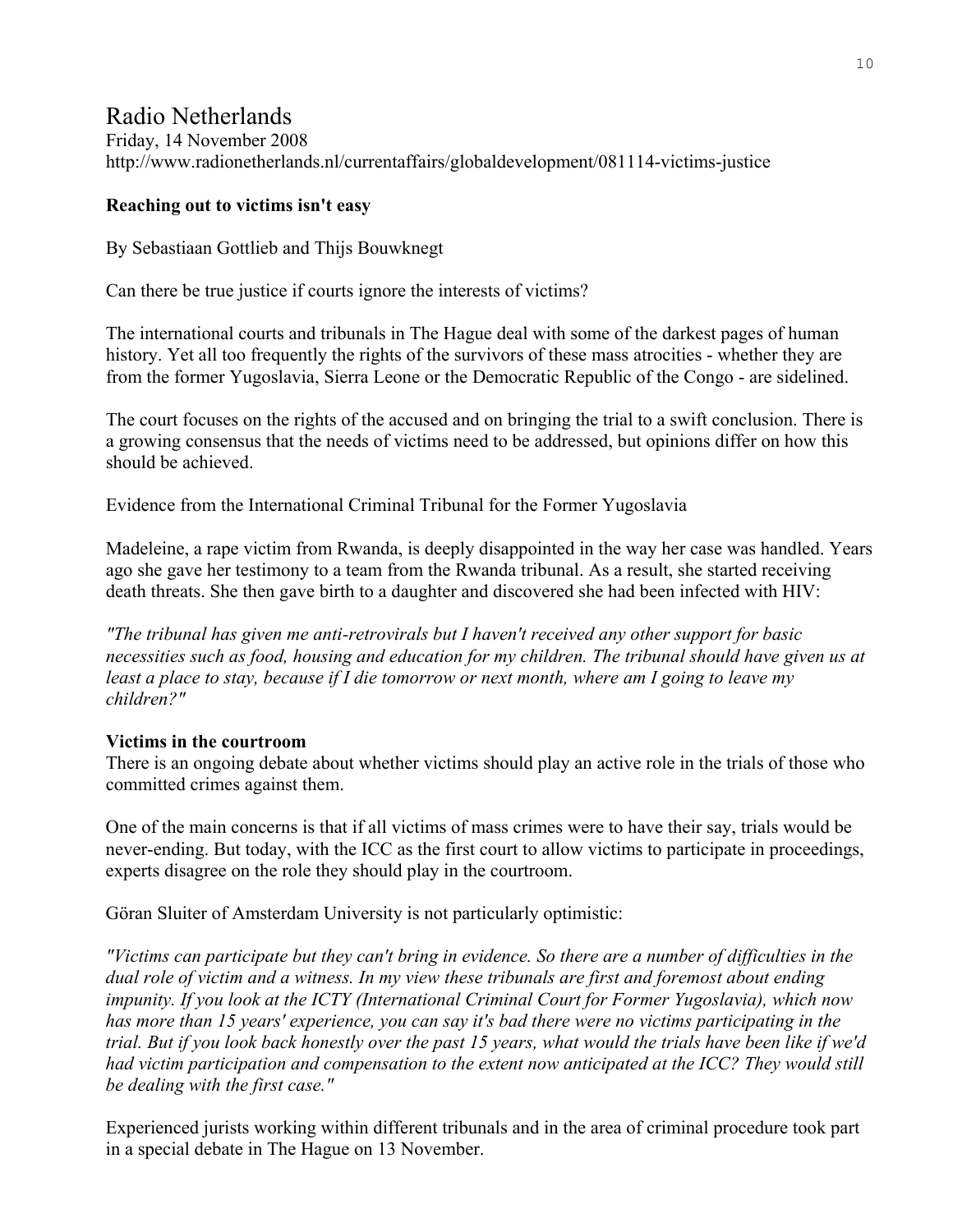# Radio Netherlands

Friday, 14 November 2008
http://www.radionetherlands.nl/currentaffairs/globaldevelopment/081114-victims-justice

**Reaching out to victims isn't easy**

By Sebastiaan Gottlieb and Thijs Bouwknegt

Can there be true justice if courts ignore the interests of victims?

The international courts and tribunals in The Hague deal with some of the darkest pages of human history. Yet all too frequently the rights of the survivors of these mass atrocities - whether they are from the former Yugoslavia, Sierra Leone or the Democratic Republic of the Congo - are sidelined.

The court focuses on the rights of the accused and on bringing the trial to a swift conclusion. There is a growing consensus that the needs of victims need to be addressed, but opinions differ on how this should be achieved.

Evidence from the International Criminal Tribunal for the Former Yugoslavia

Madeleine, a rape victim from Rwanda, is deeply disappointed in the way her case was handled. Years ago she gave her testimony to a team from the Rwanda tribunal. As a result, she started receiving death threats. She then gave birth to a daughter and discovered she had been infected with HIV:

*"The tribunal has given me anti-retrovirals but I haven't received any other support for basic necessities such as food, housing and education for my children. The tribunal should have given us at least a place to stay, because if I die tomorrow or next month, where am I going to leave my children?"*

**Victims in the courtroom**

There is an ongoing debate about whether victims should play an active role in the trials of those who committed crimes against them.

One of the main concerns is that if all victims of mass crimes were to have their say, trials would be never-ending. But today, with the ICC as the first court to allow victims to participate in proceedings, experts disagree on the role they should play in the courtroom.

Göran Sluiter of Amsterdam University is not particularly optimistic:

*"Victims can participate but they can't bring in evidence. So there are a number of difficulties in the dual role of victim and a witness. In my view these tribunals are first and foremost about ending impunity. If you look at the ICTY (International Criminal Court for Former Yugoslavia), which now has more than 15 years' experience, you can say it's bad there were no victims participating in the trial. But if you look back honestly over the past 15 years, what would the trials have been like if we'd had victim participation and compensation to the extent now anticipated at the ICC? They would still be dealing with the first case."*

Experienced jurists working within different tribunals and in the area of criminal procedure took part in a special debate in The Hague on 13 November.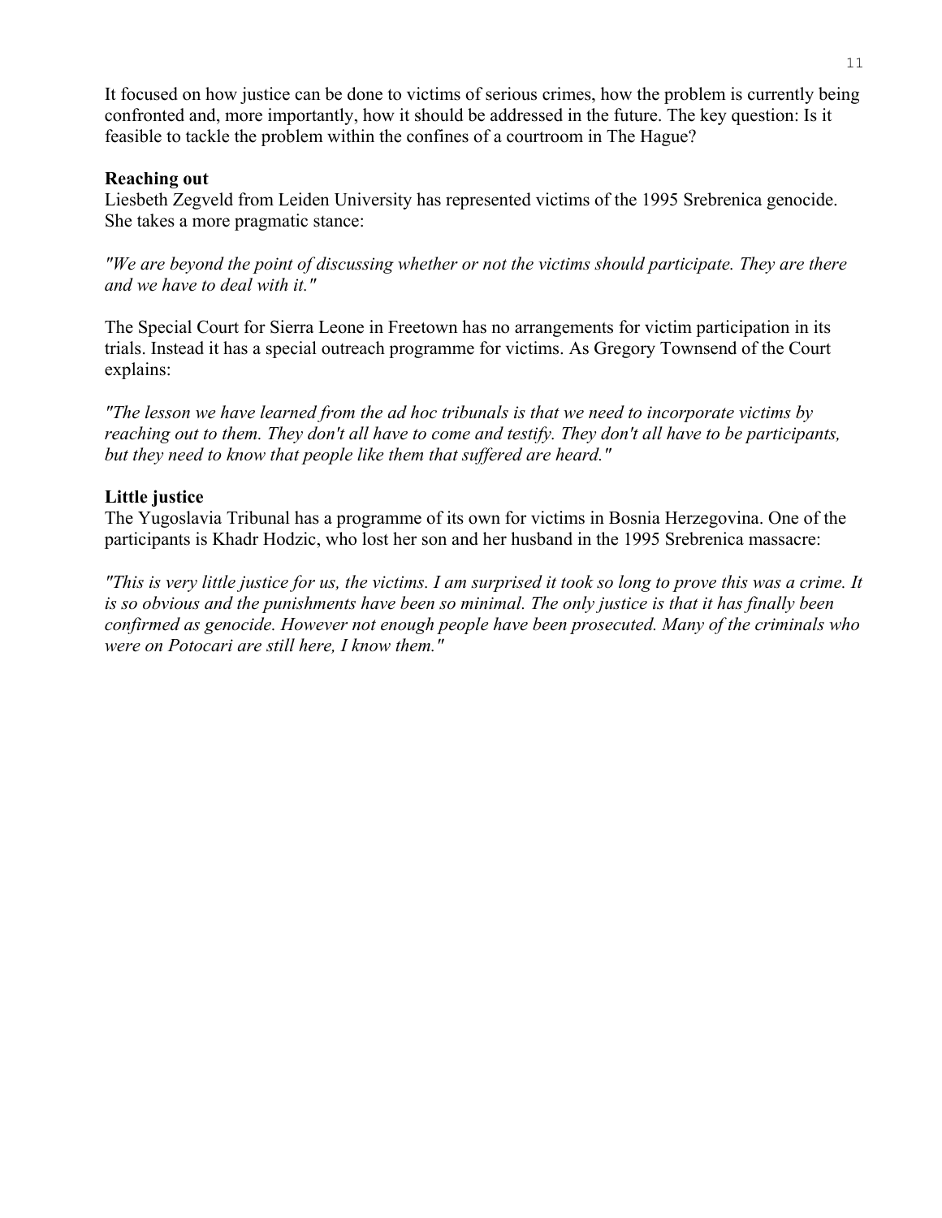It focused on how justice can be done to victims of serious crimes, how the problem is currently being confronted and, more importantly, how it should be addressed in the future. The key question: Is it feasible to tackle the problem within the confines of a courtroom in The Hague?

**Reaching out**

Liesbeth Zegveld from Leiden University has represented victims of the 1995 Srebrenica genocide. She takes a more pragmatic stance:

*"We are beyond the point of discussing whether or not the victims should participate. They are there and we have to deal with it."*

The Special Court for Sierra Leone in Freetown has no arrangements for victim participation in its trials. Instead it has a special outreach programme for victims. As Gregory Townsend of the Court explains:

*"The lesson we have learned from the ad hoc tribunals is that we need to incorporate victims by reaching out to them. They don't all have to come and testify. They don't all have to be participants, but they need to know that people like them that suffered are heard."*

**Little justice**

The Yugoslavia Tribunal has a programme of its own for victims in Bosnia Herzegovina. One of the participants is Khadr Hodzic, who lost her son and her husband in the 1995 Srebrenica massacre:

*"This is very little justice for us, the victims. I am surprised it took so long to prove this was a crime. It is so obvious and the punishments have been so minimal. The only justice is that it has finally been confirmed as genocide. However not enough people have been prosecuted. Many of the criminals who were on Potocari are still here, I know them."*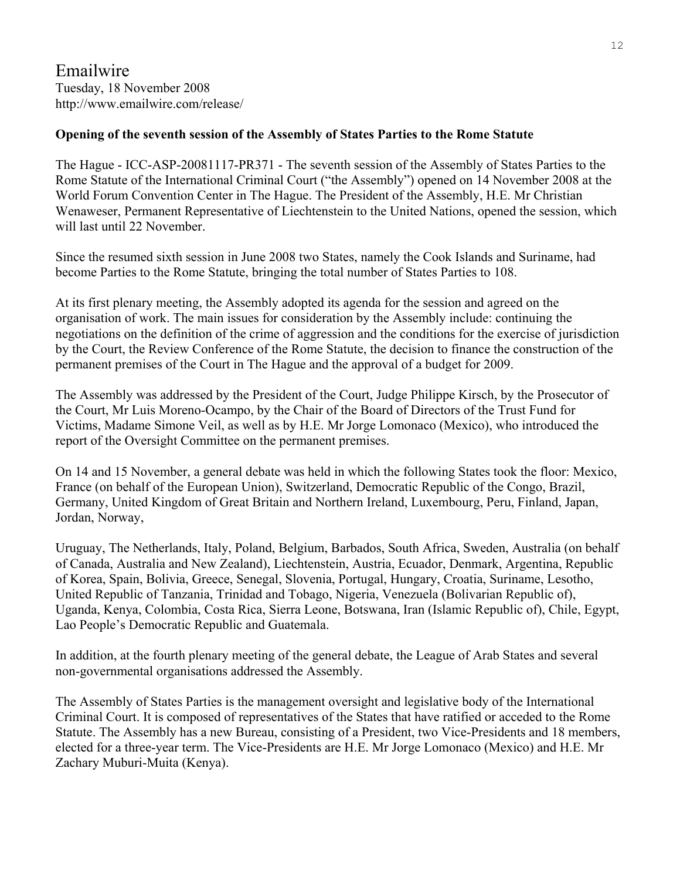Emailwire
Tuesday, 18 November 2008
http://www.emailwire.com/release/

**Opening of the seventh session of the Assembly of States Parties to the Rome Statute**

The Hague - ICC-ASP-20081117-PR371 - The seventh session of the Assembly of States Parties to the Rome Statute of the International Criminal Court ("the Assembly") opened on 14 November 2008 at the World Forum Convention Center in The Hague. The President of the Assembly, H.E. Mr Christian Wenaweser, Permanent Representative of Liechtenstein to the United Nations, opened the session, which will last until 22 November.

Since the resumed sixth session in June 2008 two States, namely the Cook Islands and Suriname, had become Parties to the Rome Statute, bringing the total number of States Parties to 108.

At its first plenary meeting, the Assembly adopted its agenda for the session and agreed on the organisation of work. The main issues for consideration by the Assembly include: continuing the negotiations on the definition of the crime of aggression and the conditions for the exercise of jurisdiction by the Court, the Review Conference of the Rome Statute, the decision to finance the construction of the permanent premises of the Court in The Hague and the approval of a budget for 2009.

The Assembly was addressed by the President of the Court, Judge Philippe Kirsch, by the Prosecutor of the Court, Mr Luis Moreno-Ocampo, by the Chair of the Board of Directors of the Trust Fund for Victims, Madame Simone Veil, as well as by H.E. Mr Jorge Lomonaco (Mexico), who introduced the report of the Oversight Committee on the permanent premises.

On 14 and 15 November, a general debate was held in which the following States took the floor: Mexico, France (on behalf of the European Union), Switzerland, Democratic Republic of the Congo, Brazil, Germany, United Kingdom of Great Britain and Northern Ireland, Luxembourg, Peru, Finland, Japan, Jordan, Norway,

Uruguay, The Netherlands, Italy, Poland, Belgium, Barbados, South Africa, Sweden, Australia (on behalf of Canada, Australia and New Zealand), Liechtenstein, Austria, Ecuador, Denmark, Argentina, Republic of Korea, Spain, Bolivia, Greece, Senegal, Slovenia, Portugal, Hungary, Croatia, Suriname, Lesotho, United Republic of Tanzania, Trinidad and Tobago, Nigeria, Venezuela (Bolivarian Republic of), Uganda, Kenya, Colombia, Costa Rica, Sierra Leone, Botswana, Iran (Islamic Republic of), Chile, Egypt, Lao People's Democratic Republic and Guatemala.

In addition, at the fourth plenary meeting of the general debate, the League of Arab States and several non-governmental organisations addressed the Assembly.

The Assembly of States Parties is the management oversight and legislative body of the International Criminal Court. It is composed of representatives of the States that have ratified or acceded to the Rome Statute. The Assembly has a new Bureau, consisting of a President, two Vice-Presidents and 18 members, elected for a three-year term. The Vice-Presidents are H.E. Mr Jorge Lomonaco (Mexico) and H.E. Mr Zachary Muburi-Muita (Kenya).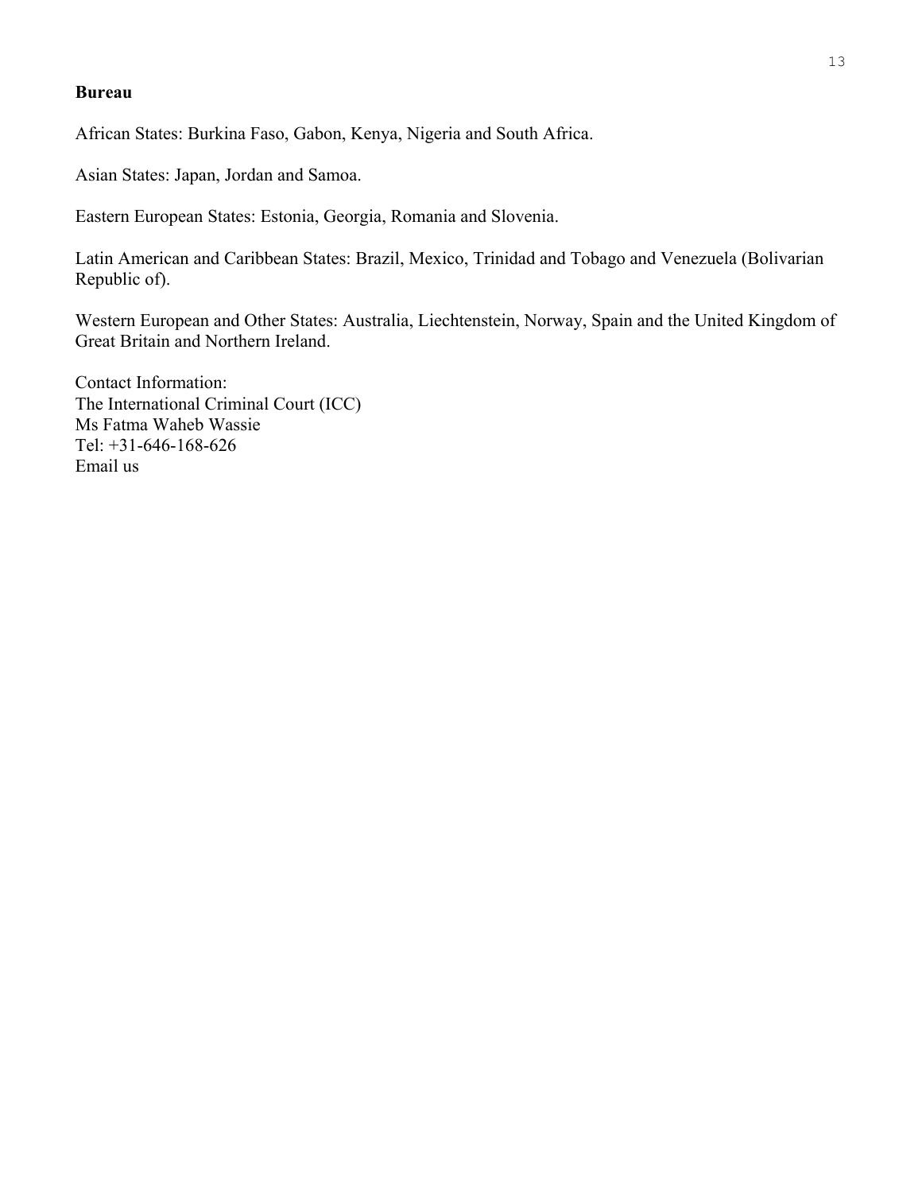**Bureau**

African States: Burkina Faso, Gabon, Kenya, Nigeria and South Africa.

Asian States: Japan, Jordan and Samoa.

Eastern European States: Estonia, Georgia, Romania and Slovenia.

Latin American and Caribbean States: Brazil, Mexico, Trinidad and Tobago and Venezuela (Bolivarian Republic of).

Western European and Other States: Australia, Liechtenstein, Norway, Spain and the United Kingdom of Great Britain and Northern Ireland.

Contact Information:
The International Criminal Court (ICC)
Ms Fatma Waheb Wassie
Tel: +31-646-168-626
Email us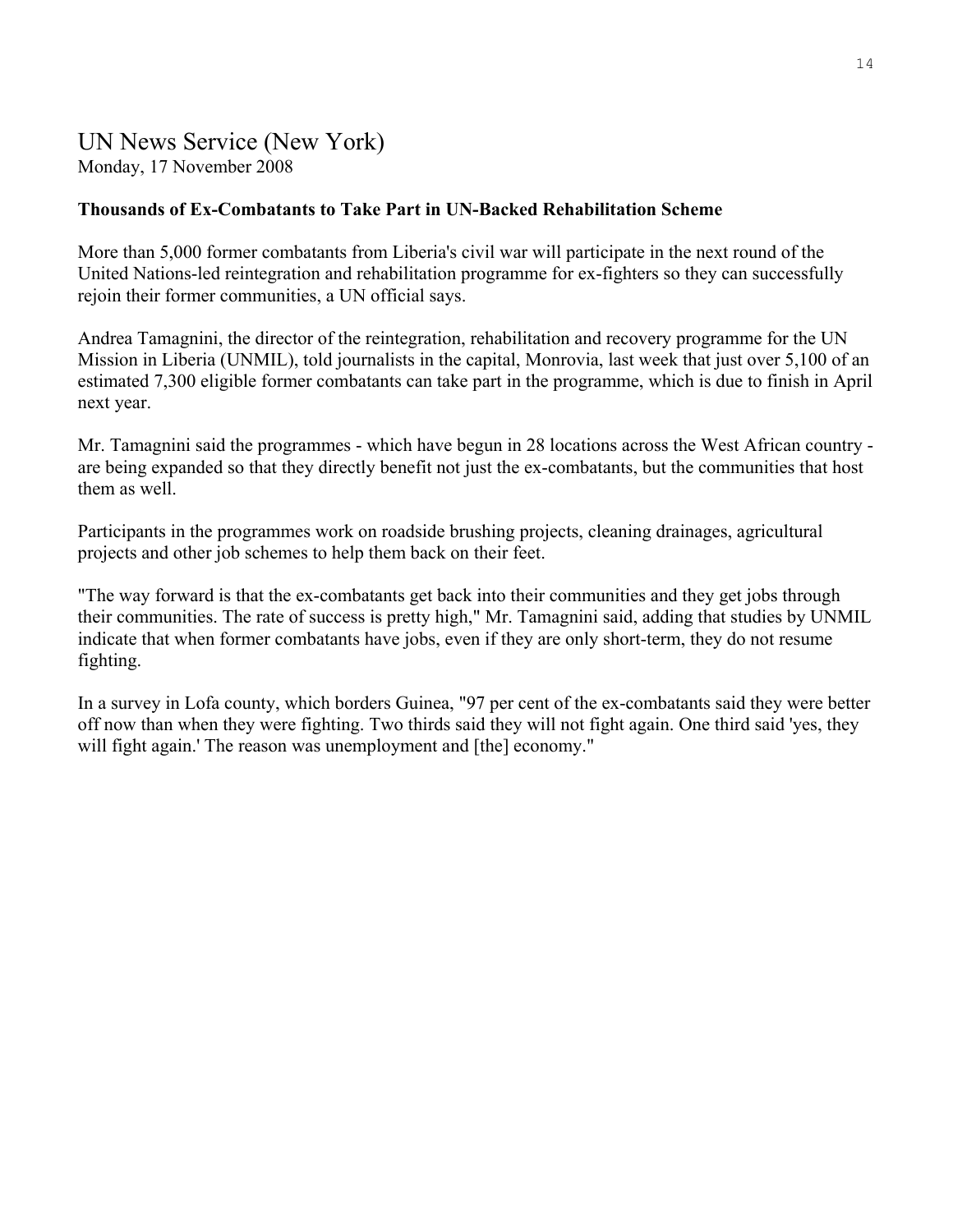# UN News Service (New York)

Monday, 17 November 2008

**Thousands of Ex-Combatants to Take Part in UN-Backed Rehabilitation Scheme**

More than 5,000 former combatants from Liberia's civil war will participate in the next round of the United Nations-led reintegration and rehabilitation programme for ex-fighters so they can successfully rejoin their former communities, a UN official says.

Andrea Tamagnini, the director of the reintegration, rehabilitation and recovery programme for the UN Mission in Liberia (UNMIL), told journalists in the capital, Monrovia, last week that just over 5,100 of an estimated 7,300 eligible former combatants can take part in the programme, which is due to finish in April next year.

Mr. Tamagnini said the programmes - which have begun in 28 locations across the West African country - are being expanded so that they directly benefit not just the ex-combatants, but the communities that host them as well.

Participants in the programmes work on roadside brushing projects, cleaning drainages, agricultural projects and other job schemes to help them back on their feet.

"The way forward is that the ex-combatants get back into their communities and they get jobs through their communities. The rate of success is pretty high," Mr. Tamagnini said, adding that studies by UNMIL indicate that when former combatants have jobs, even if they are only short-term, they do not resume fighting.

In a survey in Lofa county, which borders Guinea, "97 per cent of the ex-combatants said they were better off now than when they were fighting. Two thirds said they will not fight again. One third said 'yes, they will fight again.' The reason was unemployment and [the] economy."